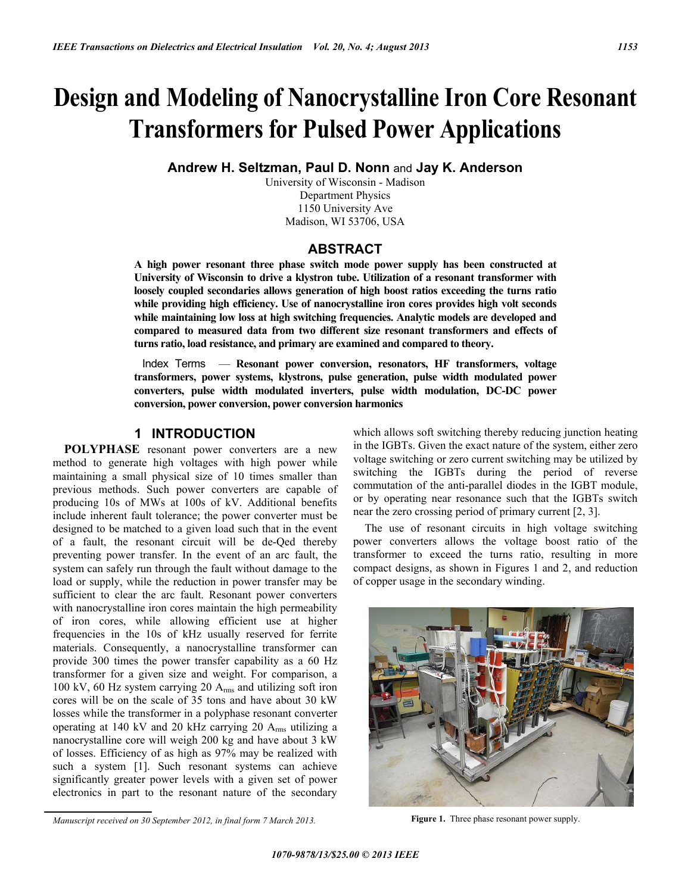# Design and Modeling of Nanocrystalline Iron Core Resonant Transformers for Pulsed Power Applications

**Andrew H. Seltzman, Paul D. Nonn** and **Jay K. Anderson**

University of Wisconsin - Madison
Department Physics
1150 University Ave
Madison, WI 53706, USA

## ABSTRACT

**A high power resonant three phase switch mode power supply has been constructed at University of Wisconsin to drive a klystron tube. Utilization of a resonant transformer with loosely coupled secondaries allows generation of high boost ratios exceeding the turns ratio while providing high efficiency. Use of nanocrystalline iron cores provides high volt seconds while maintaining low loss at high switching frequencies. Analytic models are developed and compared to measured data from two different size resonant transformers and effects of turns ratio, load resistance, and primary are examined and compared to theory.**

Index Terms — **Resonant power conversion, resonators, HF transformers, voltage transformers, power systems, klystrons, pulse generation, pulse width modulated power converters, pulse width modulated inverters, pulse width modulation, DC-DC power conversion, power conversion, power conversion harmonics**

## 1 INTRODUCTION

**POLYPHASE** resonant power converters are a new method to generate high voltages with high power while maintaining a small physical size of 10 times smaller than previous methods. Such power converters are capable of producing 10s of MWs at 100s of kV. Additional benefits include inherent fault tolerance; the power converter must be designed to be matched to a given load such that in the event of a fault, the resonant circuit will be de-Qed thereby preventing power transfer. In the event of an arc fault, the system can safely run through the fault without damage to the load or supply, while the reduction in power transfer may be sufficient to clear the arc fault. Resonant power converters with nanocrystalline iron cores maintain the high permeability of iron cores, while allowing efficient use at higher frequencies in the 10s of kHz usually reserved for ferrite materials. Consequently, a nanocrystalline transformer can provide 300 times the power transfer capability as a 60 Hz transformer for a given size and weight. For comparison, a 100 kV, 60 Hz system carrying 20 $A_{rms}$ and utilizing soft iron cores will be on the scale of 35 tons and have about 30 kW losses while the transformer in a polyphase resonant converter operating at 140 kV and 20 kHz carrying 20 $A_{rms}$ utilizing a nanocrystalline core will weigh 200 kg and have about 3 kW of losses. Efficiency of as high as 97% may be realized with such a system [1]. Such resonant systems can achieve significantly greater power levels with a given set of power electronics in part to the resonant nature of the secondary which allows soft switching thereby reducing junction heating in the IGBTs. Given the exact nature of the system, either zero voltage switching or zero current switching may be utilized by switching the IGBTs during the period of reverse commutation of the anti-parallel diodes in the IGBT module, or by operating near resonance such that the IGBTs switch near the zero crossing period of primary current [2, 3].

The use of resonant circuits in high voltage switching power converters allows the voltage boost ratio of the transformer to exceed the turns ratio, resulting in more compact designs, as shown in Figures 1 and 2, and reduction of copper usage in the secondary winding.

**Figure 1.** Three phase resonant power supply.

*Manuscript received on 30 September 2012, in final form 7 March 2013.*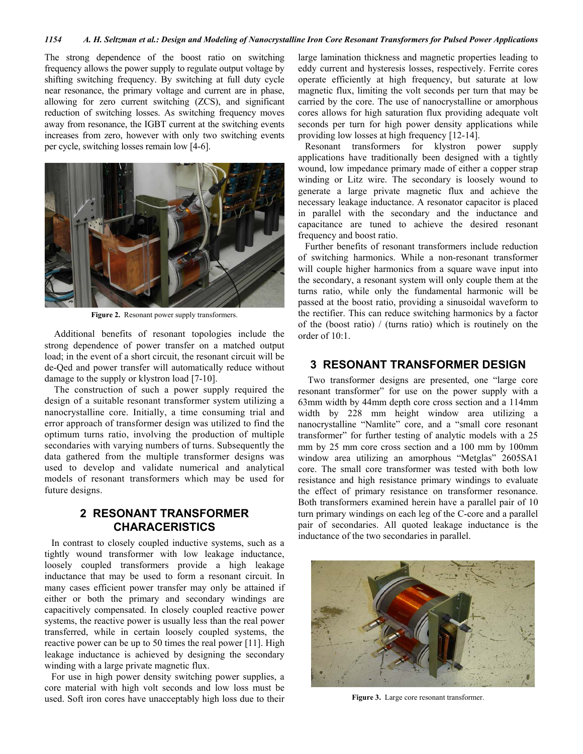The strong dependence of the boost ratio on switching frequency allows the power supply to regulate output voltage by shifting switching frequency. By switching at full duty cycle near resonance, the primary voltage and current are in phase, allowing for zero current switching (ZCS), and significant reduction of switching losses. As switching frequency moves away from resonance, the IGBT current at the switching events increases from zero, however with only two switching events per cycle, switching losses remain low [4-6].

**Figure 2.** Resonant power supply transformers.

Additional benefits of resonant topologies include the strong dependence of power transfer on a matched output load; in the event of a short circuit, the resonant circuit will be de-Qed and power transfer will automatically reduce without damage to the supply or klystron load [7-10].

The construction of such a power supply required the design of a suitable resonant transformer system utilizing a nanocrystalline core. Initially, a time consuming trial and error approach of transformer design was utilized to find the optimum turns ratio, involving the production of multiple secondaries with varying numbers of turns. Subsequently the data gathered from the multiple transformer designs was used to develop and validate numerical and analytical models of resonant transformers which may be used for future designs.

## 2 RESONANT TRANSFORMER CHARACERISTICS

In contrast to closely coupled inductive systems, such as a tightly wound transformer with low leakage inductance, loosely coupled transformers provide a high leakage inductance that may be used to form a resonant circuit. In many cases efficient power transfer may only be attained if either or both the primary and secondary windings are capacitively compensated. In closely coupled reactive power systems, the reactive power is usually less than the real power transferred, while in certain loosely coupled systems, the reactive power can be up to 50 times the real power [11]. High leakage inductance is achieved by designing the secondary winding with a large private magnetic flux.

For use in high power density switching power supplies, a core material with high volt seconds and low loss must be used. Soft iron cores have unacceptably high loss due to their large lamination thickness and magnetic properties leading to eddy current and hysteresis losses, respectively. Ferrite cores operate efficiently at high frequency, but saturate at low magnetic flux, limiting the volt seconds per turn that may be carried by the core. The use of nanocrystalline or amorphous cores allows for high saturation flux providing adequate volt seconds per turn for high power density applications while providing low losses at high frequency [12-14].

Resonant transformers for klystron power supply applications have traditionally been designed with a tightly wound, low impedance primary made of either a copper strap winding or Litz wire. The secondary is loosely wound to generate a large private magnetic flux and achieve the necessary leakage inductance. A resonator capacitor is placed in parallel with the secondary and the inductance and capacitance are tuned to achieve the desired resonant frequency and boost ratio.

Further benefits of resonant transformers include reduction of switching harmonics. While a non-resonant transformer will couple higher harmonics from a square wave input into the secondary, a resonant system will only couple them at the turns ratio, while only the fundamental harmonic will be passed at the boost ratio, providing a sinusoidal waveform to the rectifier. This can reduce switching harmonics by a factor of the (boost ratio) / (turns ratio) which is routinely on the order of 10:1.

## 3 RESONANT TRANSFORMER DESIGN

Two transformer designs are presented, one "large core resonant transformer" for use on the power supply with a 63mm width by 44mm depth core cross section and a 114mm width by 228 mm height window area utilizing a nanocrystalline "Namlite" core, and a "small core resonant transformer" for further testing of analytic models with a 25 mm by 25 mm core cross section and a 100 mm by 100mm window area utilizing an amorphous "Metglas" 2605SA1 core. The small core transformer was tested with both low resistance and high resistance primary windings to evaluate the effect of primary resistance on transformer resonance. Both transformers examined herein have a parallel pair of 10 turn primary windings on each leg of the C-core and a parallel pair of secondaries. All quoted leakage inductance is the inductance of the two secondaries in parallel.

**Figure 3.** Large core resonant transformer.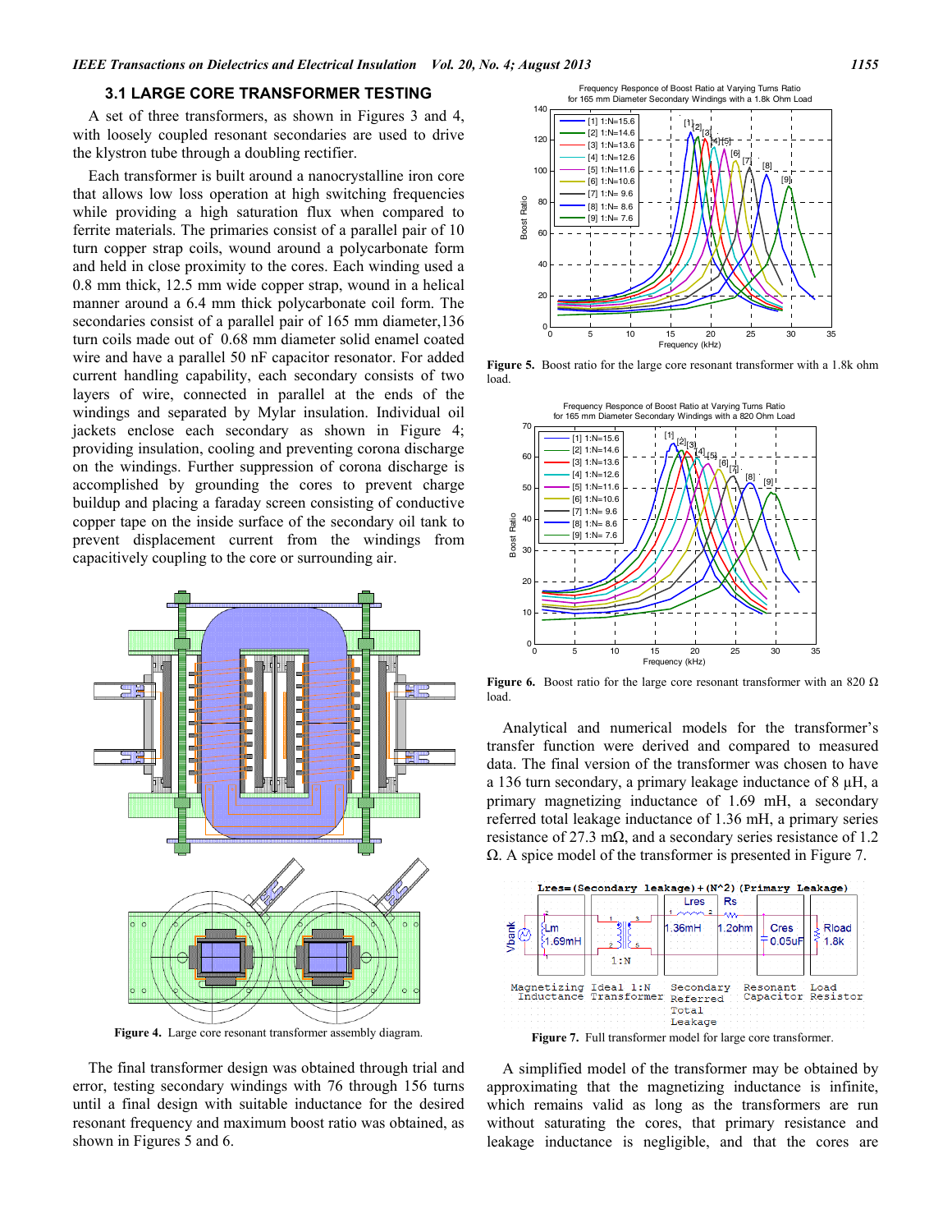### 3.1 LARGE CORE TRANSFORMER TESTING

A set of three transformers, as shown in Figures 3 and 4, with loosely coupled resonant secondaries are used to drive the klystron tube through a doubling rectifier.

Each transformer is built around a nanocrystalline iron core that allows low loss operation at high switching frequencies while providing a high saturation flux when compared to ferrite materials. The primaries consist of a parallel pair of 10 turn copper strap coils, wound around a polycarbonate form and held in close proximity to the cores. Each winding used a 0.8 mm thick, 12.5 mm wide copper strap, wound in a helical manner around a 6.4 mm thick polycarbonate coil form. The secondaries consist of a parallel pair of 165 mm diameter,136 turn coils made out of 0.68 mm diameter solid enamel coated wire and have a parallel 50 nF capacitor resonator. For added current handling capability, each secondary consists of two layers of wire, connected in parallel at the ends of the windings and separated by Mylar insulation. Individual oil jackets enclose each secondary as shown in Figure 4; providing insulation, cooling and preventing corona discharge on the windings. Further suppression of corona discharge is accomplished by grounding the cores to prevent charge buildup and placing a faraday screen consisting of conductive copper tape on the inside surface of the secondary oil tank to prevent displacement current from the windings from capacitively coupling to the core or surrounding air.

**Figure 4.** Large core resonant transformer assembly diagram.

The final transformer design was obtained through trial and error, testing secondary windings with 76 through 156 turns until a final design with suitable inductance for the desired resonant frequency and maximum boost ratio was obtained, as shown in Figures 5 and 6.

**Figure 5.** Boost ratio for the large core resonant transformer with a 1.8k ohm load.

**Figure 6.** Boost ratio for the large core resonant transformer with an 820 Ω load.

Analytical and numerical models for the transformer's transfer function were derived and compared to measured data. The final version of the transformer was chosen to have a 136 turn secondary, a primary leakage inductance of 8 μH, a primary magnetizing inductance of 1.69 mH, a secondary referred total leakage inductance of 1.36 mH, a primary series resistance of 27.3 mΩ, and a secondary series resistance of 1.2 Ω. A spice model of the transformer is presented in Figure 7.

**Figure 7.** Full transformer model for large core transformer.

A simplified model of the transformer may be obtained by approximating that the magnetizing inductance is infinite, which remains valid as long as the transformers are run without saturating the cores, that primary resistance and leakage inductance is negligible, and that the cores are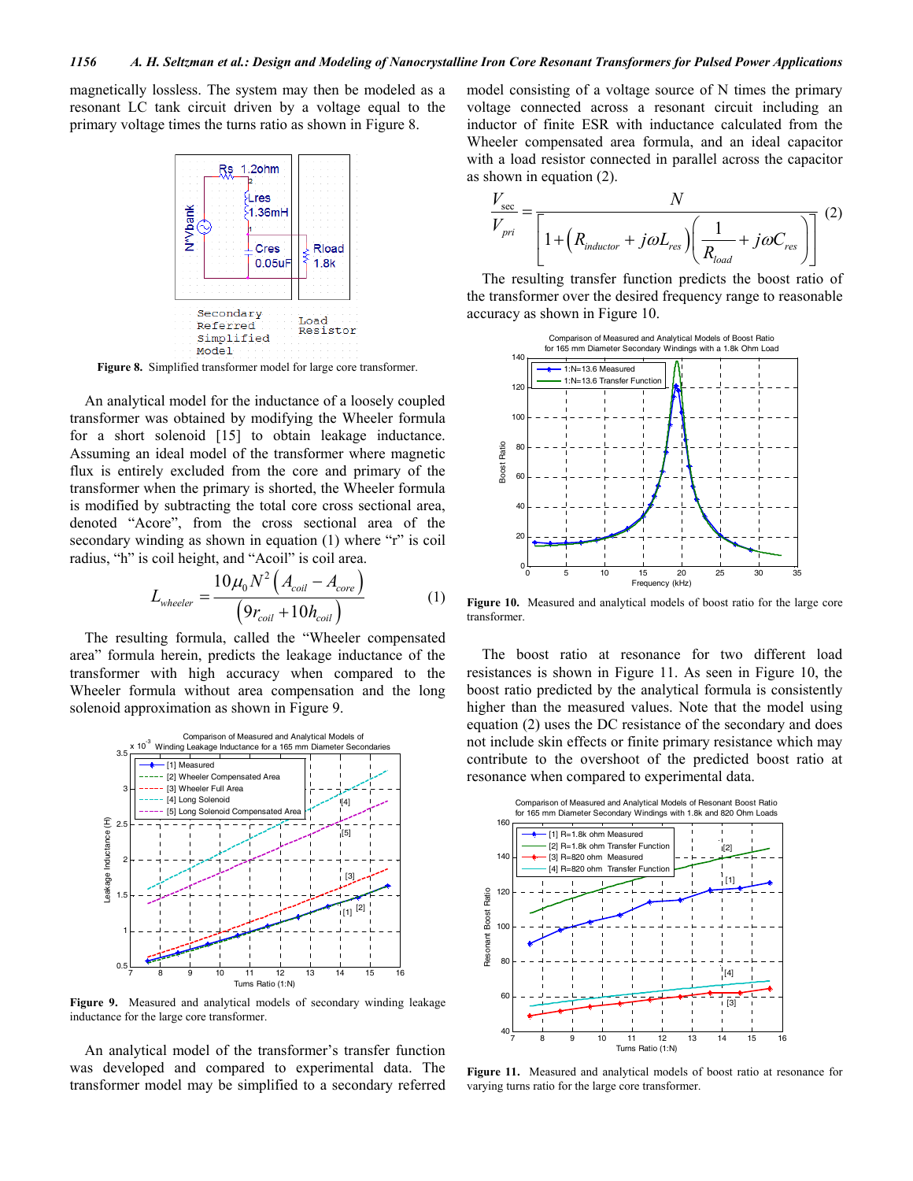magnetically lossless. The system may then be modeled as a resonant LC tank circuit driven by a voltage equal to the primary voltage times the turns ratio as shown in Figure 8.

**Figure 8.** Simplified transformer model for large core transformer.

An analytical model for the inductance of a loosely coupled transformer was obtained by modifying the Wheeler formula for a short solenoid [15] to obtain leakage inductance. Assuming an ideal model of the transformer where magnetic flux is entirely excluded from the core and primary of the transformer when the primary is shorted, the Wheeler formula is modified by subtracting the total core cross sectional area, denoted "Acore", from the cross sectional area of the secondary winding as shown in equation (1) where "r" is coil radius, "h" is coil height, and "Acoil" is coil area.

$$L_{wheeler} = \frac{10\mu_0 N^2 \left(A_{coil} - A_{core}\right)}{\left(9r_{coil} + 10h_{coil}\right)} \tag{1}$$

The resulting formula, called the "Wheeler compensated area" formula herein, predicts the leakage inductance of the transformer with high accuracy when compared to the Wheeler formula without area compensation and the long solenoid approximation as shown in Figure 9.

**Figure 9.** Measured and analytical models of secondary winding leakage inductance for the large core transformer.

An analytical model of the transformer's transfer function was developed and compared to experimental data. The transformer model may be simplified to a secondary referred model consisting of a voltage source of N times the primary voltage connected across a resonant circuit including an inductor of finite ESR with inductance calculated from the Wheeler compensated area formula, and an ideal capacitor with a load resistor connected in parallel across the capacitor as shown in equation (2).

$$\frac{V_{sec}}{V_{pri}} = \frac{N}{\left[1 + \left(R_{inductor} + j\omega L_{res}\right)\left(\dfrac{1}{R_{load}} + j\omega C_{res}\right)\right]} \tag{2}$$

The resulting transfer function predicts the boost ratio of the transformer over the desired frequency range to reasonable accuracy as shown in Figure 10.

**Figure 10.** Measured and analytical models of boost ratio for the large core transformer.

The boost ratio at resonance for two different load resistances is shown in Figure 11. As seen in Figure 10, the boost ratio predicted by the analytical formula is consistently higher than the measured values. Note that the model using equation (2) uses the DC resistance of the secondary and does not include skin effects or finite primary resistance which may contribute to the overshoot of the predicted boost ratio at resonance when compared to experimental data.

**Figure 11.** Measured and analytical models of boost ratio at resonance for varying turns ratio for the large core transformer.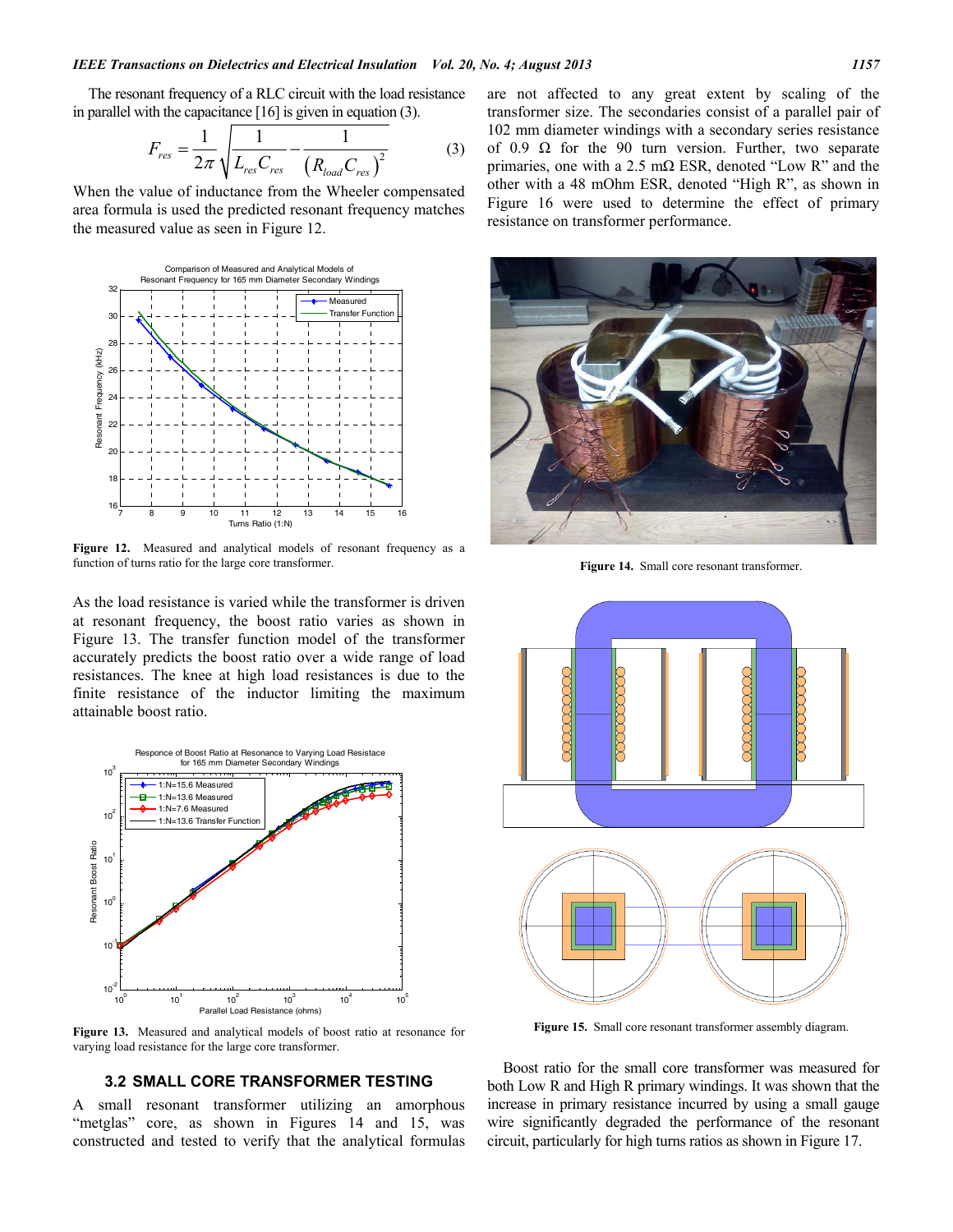The resonant frequency of a RLC circuit with the load resistance in parallel with the capacitance [16] is given in equation (3).

$$F_{res} = \frac{1}{2\pi}\sqrt{\frac{1}{L_{res}C_{res}} - \frac{1}{\left(R_{load}C_{res}\right)^2}} \tag{3}$$

When the value of inductance from the Wheeler compensated area formula is used the predicted resonant frequency matches the measured value as seen in Figure 12.

**Figure 12.** Measured and analytical models of resonant frequency as a function of turns ratio for the large core transformer.

As the load resistance is varied while the transformer is driven at resonant frequency, the boost ratio varies as shown in Figure 13. The transfer function model of the transformer accurately predicts the boost ratio over a wide range of load resistances. The knee at high load resistances is due to the finite resistance of the inductor limiting the maximum attainable boost ratio.

**Figure 13.** Measured and analytical models of boost ratio at resonance for varying load resistance for the large core transformer.

### 3.2 SMALL CORE TRANSFORMER TESTING

A small resonant transformer utilizing an amorphous "metglas" core, as shown in Figures 14 and 15, was constructed and tested to verify that the analytical formulas are not affected to any great extent by scaling of the transformer size. The secondaries consist of a parallel pair of 102 mm diameter windings with a secondary series resistance of 0.9 Ω for the 90 turn version. Further, two separate primaries, one with a 2.5 mΩ ESR, denoted "Low R" and the other with a 48 mOhm ESR, denoted "High R", as shown in Figure 16 were used to determine the effect of primary resistance on transformer performance.

**Figure 14.** Small core resonant transformer.

**Figure 15.** Small core resonant transformer assembly diagram.

Boost ratio for the small core transformer was measured for both Low R and High R primary windings. It was shown that the increase in primary resistance incurred by using a small gauge wire significantly degraded the performance of the resonant circuit, particularly for high turns ratios as shown in Figure 17.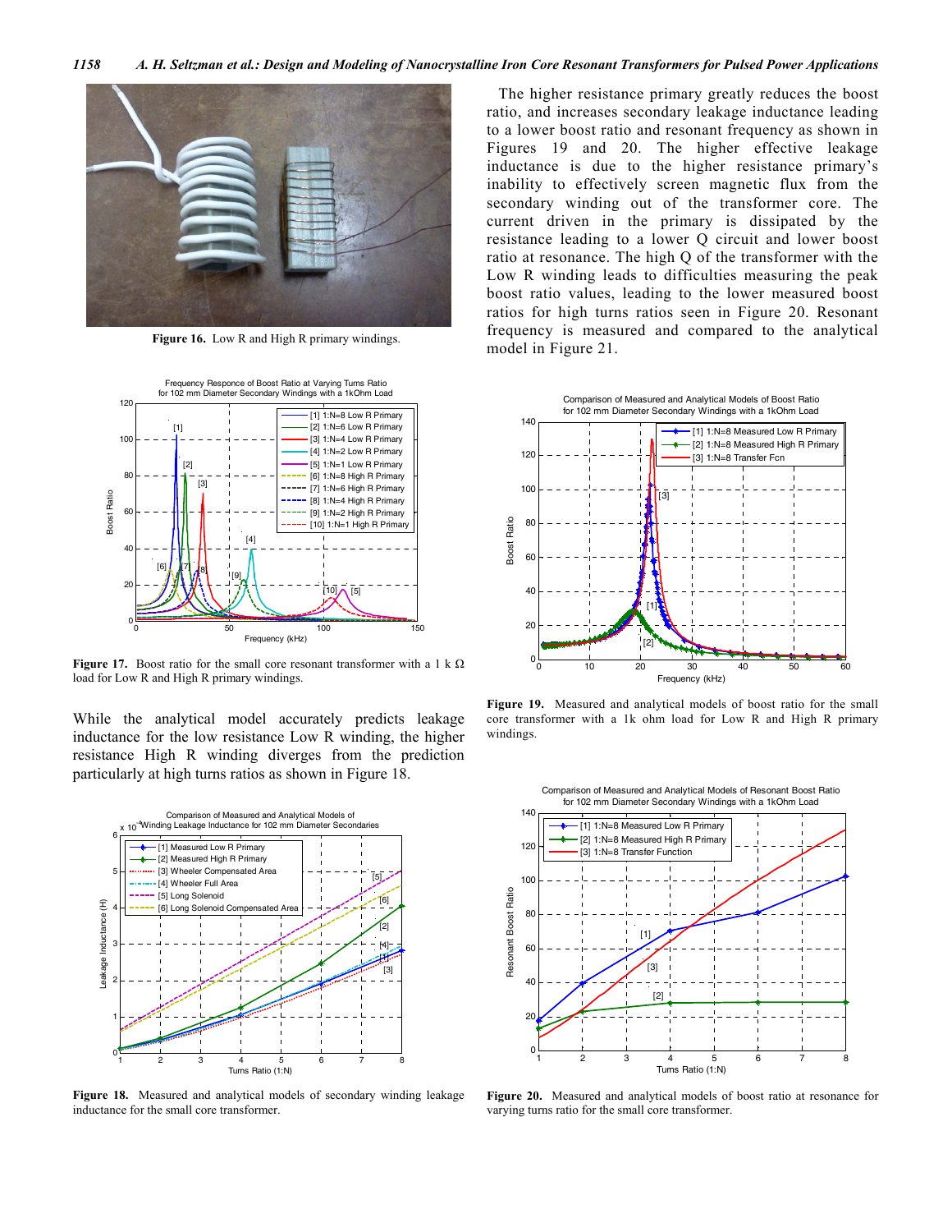Figure 16. Low R and High R primary windings.

Figure 17. Boost ratio for the small core resonant transformer with a 1 k Ω load for Low R and High R primary windings.

While the analytical model accurately predicts leakage inductance for the low resistance Low R winding, the higher resistance High R winding diverges from the prediction particularly at high turns ratios as shown in Figure 18.

Figure 18. Measured and analytical models of secondary winding leakage inductance for the small core transformer.

The higher resistance primary greatly reduces the boost ratio, and increases secondary leakage inductance leading to a lower boost ratio and resonant frequency as shown in Figures 19 and 20. The higher effective leakage inductance is due to the higher resistance primary's inability to effectively screen magnetic flux from the secondary winding out of the transformer core. The current driven in the primary is dissipated by the resistance leading to a lower Q circuit and lower boost ratio at resonance. The high Q of the transformer with the Low R winding leads to difficulties measuring the peak boost ratio values, leading to the lower measured boost ratios for high turns ratios seen in Figure 20. Resonant frequency is measured and compared to the analytical model in Figure 21.

Figure 19. Measured and analytical models of boost ratio for the small core transformer with a 1k ohm load for Low R and High R primary windings.

Figure 20. Measured and analytical models of boost ratio at resonance for varying turns ratio for the small core transformer.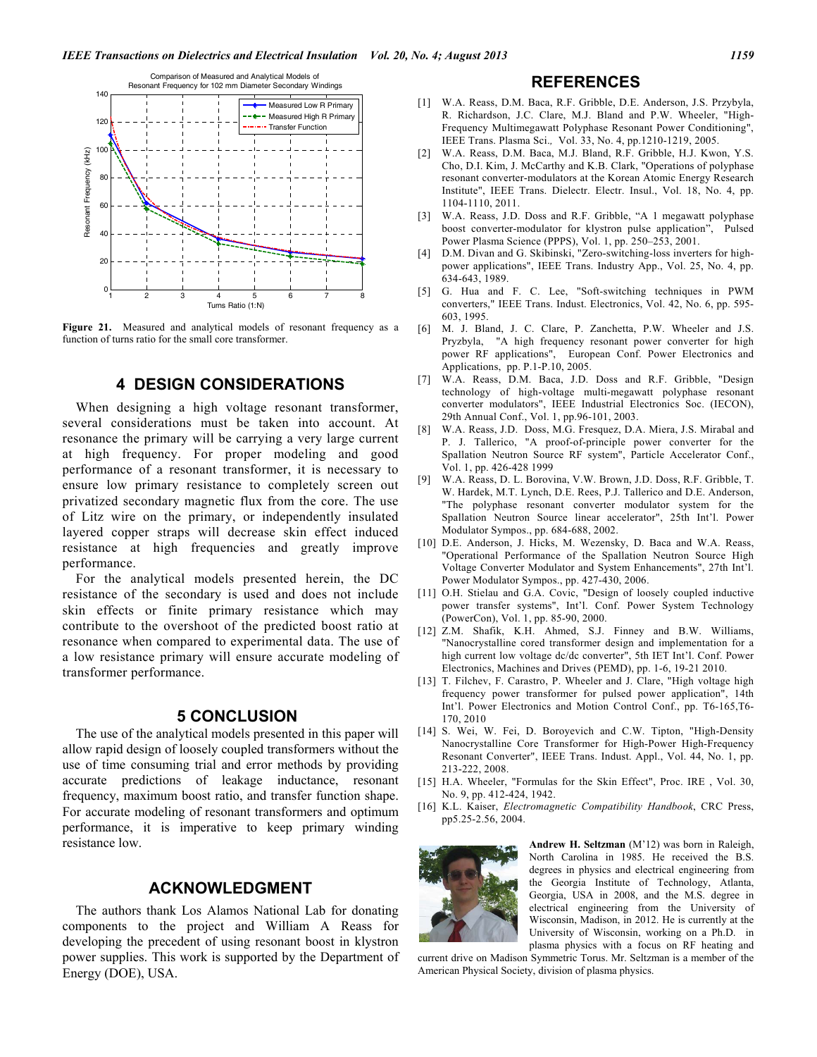Figure 21. Measured and analytical models of resonant frequency as a function of turns ratio for the small core transformer.

## 4 DESIGN CONSIDERATIONS

When designing a high voltage resonant transformer, several considerations must be taken into account. At resonance the primary will be carrying a very large current at high frequency. For proper modeling and good performance of a resonant transformer, it is necessary to ensure low primary resistance to completely screen out privatized secondary magnetic flux from the core. The use of Litz wire on the primary, or independently insulated layered copper straps will decrease skin effect induced resistance at high frequencies and greatly improve performance.

For the analytical models presented herein, the DC resistance of the secondary is used and does not include skin effects or finite primary resistance which may contribute to the overshoot of the predicted boost ratio at resonance when compared to experimental data. The use of a low resistance primary will ensure accurate modeling of transformer performance.

## 5 CONCLUSION

The use of the analytical models presented in this paper will allow rapid design of loosely coupled transformers without the use of time consuming trial and error methods by providing accurate predictions of leakage inductance, resonant frequency, maximum boost ratio, and transfer function shape. For accurate modeling of resonant transformers and optimum performance, it is imperative to keep primary winding resistance low.

## ACKNOWLEDGMENT

The authors thank Los Alamos National Lab for donating components to the project and William A Reass for developing the precedent of using resonant boost in klystron power supplies. This work is supported by the Department of Energy (DOE), USA.

## REFERENCES

[1] W.A. Reass, D.M. Baca, R.F. Gribble, D.E. Anderson, J.S. Przybyla, R. Richardson, J.C. Clare, M.J. Bland and P.W. Wheeler, "High-Frequency Multimegawatt Polyphase Resonant Power Conditioning", IEEE Trans. Plasma Sci., Vol. 33, No. 4, pp.1210-1219, 2005.

[2] W.A. Reass, D.M. Baca, M.J. Bland, R.F. Gribble, H.J. Kwon, Y.S. Cho, D.I. Kim, J. McCarthy and K.B. Clark, "Operations of polyphase resonant converter-modulators at the Korean Atomic Energy Research Institute", IEEE Trans. Dielectr. Electr. Insul., Vol. 18, No. 4, pp. 1104-1110, 2011.

[3] W.A. Reass, J.D. Doss and R.F. Gribble, "A 1 megawatt polyphase boost converter-modulator for klystron pulse application", Pulsed Power Plasma Science (PPPS), Vol. 1, pp. 250–253, 2001.

[4] D.M. Divan and G. Skibinski, "Zero-switching-loss inverters for high-power applications", IEEE Trans. Industry App., Vol. 25, No. 4, pp. 634-643, 1989.

[5] G. Hua and F. C. Lee, "Soft-switching techniques in PWM converters," IEEE Trans. Indust. Electronics, Vol. 42, No. 6, pp. 595-603, 1995.

[6] M. J. Bland, J. C. Clare, P. Zanchetta, P.W. Wheeler and J.S. Pryzbyla, "A high frequency resonant power converter for high power RF applications", European Conf. Power Electronics and Applications, pp. P.1-P.10, 2005.

[7] W.A. Reass, D.M. Baca, J.D. Doss and R.F. Gribble, "Design technology of high-voltage multi-megawatt polyphase resonant converter modulators", IEEE Industrial Electronics Soc. (IECON), 29th Annual Conf., Vol. 1, pp.96-101, 2003.

[8] W.A. Reass, J.D. Doss, M.G. Fresquez, D.A. Miera, J.S. Mirabal and P. J. Tallerico, "A proof-of-principle power converter for the Spallation Neutron Source RF system", Particle Accelerator Conf., Vol. 1, pp. 426-428 1999

[9] W.A. Reass, D. L. Borovina, V.W. Brown, J.D. Doss, R.F. Gribble, T. W. Hardek, M.T. Lynch, D.E. Rees, P.J. Tallerico and D.E. Anderson, "The polyphase resonant converter modulator system for the Spallation Neutron Source linear accelerator", 25th Int'l. Power Modulator Sympos., pp. 684-688, 2002.

[10] D.E. Anderson, J. Hicks, M. Wezensky, D. Baca and W.A. Reass, "Operational Performance of the Spallation Neutron Source High Voltage Converter Modulator and System Enhancements", 27th Int'l. Power Modulator Sympos., pp. 427-430, 2006.

[11] O.H. Stielau and G.A. Covic, "Design of loosely coupled inductive power transfer systems", Int'l. Conf. Power System Technology (PowerCon), Vol. 1, pp. 85-90, 2000.

[12] Z.M. Shafik, K.H. Ahmed, S.J. Finney and B.W. Williams, "Nanocrystalline cored transformer design and implementation for a high current low voltage dc/dc converter", 5th IET Int'l. Conf. Power Electronics, Machines and Drives (PEMD), pp. 1-6, 19-21 2010.

[13] T. Filchev, F. Carastro, P. Wheeler and J. Clare, "High voltage high frequency power transformer for pulsed power application", 14th Int'l. Power Electronics and Motion Control Conf., pp. T6-165,T6-170, 2010

[14] S. Wei, W. Fei, D. Boroyevich and C.W. Tipton, "High-Density Nanocrystalline Core Transformer for High-Power High-Frequency Resonant Converter", IEEE Trans. Indust. Appl., Vol. 44, No. 1, pp. 213-222, 2008.

[15] H.A. Wheeler, "Formulas for the Skin Effect", Proc. IRE , Vol. 30, No. 9, pp. 412-424, 1942.

[16] K.L. Kaiser, *Electromagnetic Compatibility Handbook*, CRC Press, pp5.25-2.56, 2004.

**Andrew H. Seltzman** (M'12) was born in Raleigh, North Carolina in 1985. He received the B.S. degrees in physics and electrical engineering from the Georgia Institute of Technology, Atlanta, Georgia, USA in 2008, and the M.S. degree in electrical engineering from the University of Wisconsin, Madison, in 2012. He is currently at the University of Wisconsin, working on a Ph.D. in plasma physics with a focus on RF heating and current drive on Madison Symmetric Torus. Mr. Seltzman is a member of the American Physical Society, division of plasma physics.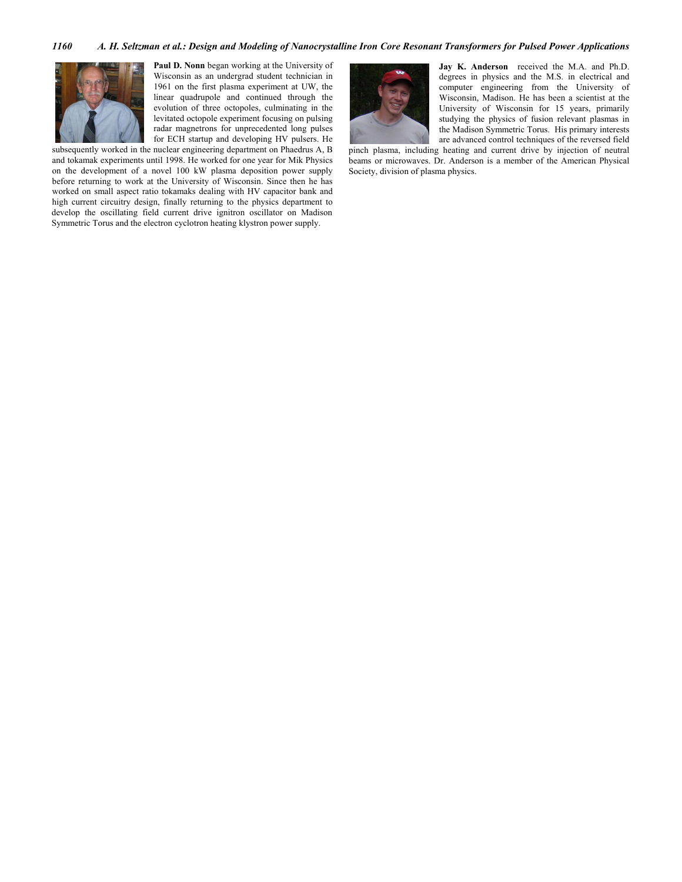**Paul D. Nonn** began working at the University of Wisconsin as an undergrad student technician in 1961 on the first plasma experiment at UW, the linear quadrupole and continued through the evolution of three octopoles, culminating in the levitated octopole experiment focusing on pulsing radar magnetrons for unprecedented long pulses for ECH startup and developing HV pulsers. He subsequently worked in the nuclear engineering department on Phaedrus A, B and tokamak experiments until 1998. He worked for one year for Mik Physics on the development of a novel 100 kW plasma deposition power supply before returning to work at the University of Wisconsin. Since then he has worked on small aspect ratio tokamaks dealing with HV capacitor bank and high current circuitry design, finally returning to the physics department to develop the oscillating field current drive ignitron oscillator on Madison Symmetric Torus and the electron cyclotron heating klystron power supply.

**Jay K. Anderson** received the M.A. and Ph.D. degrees in physics and the M.S. in electrical and computer engineering from the University of Wisconsin, Madison. He has been a scientist at the University of Wisconsin for 15 years, primarily studying the physics of fusion relevant plasmas in the Madison Symmetric Torus. His primary interests are advanced control techniques of the reversed field pinch plasma, including heating and current drive by injection of neutral beams or microwaves. Dr. Anderson is a member of the American Physical Society, division of plasma physics.